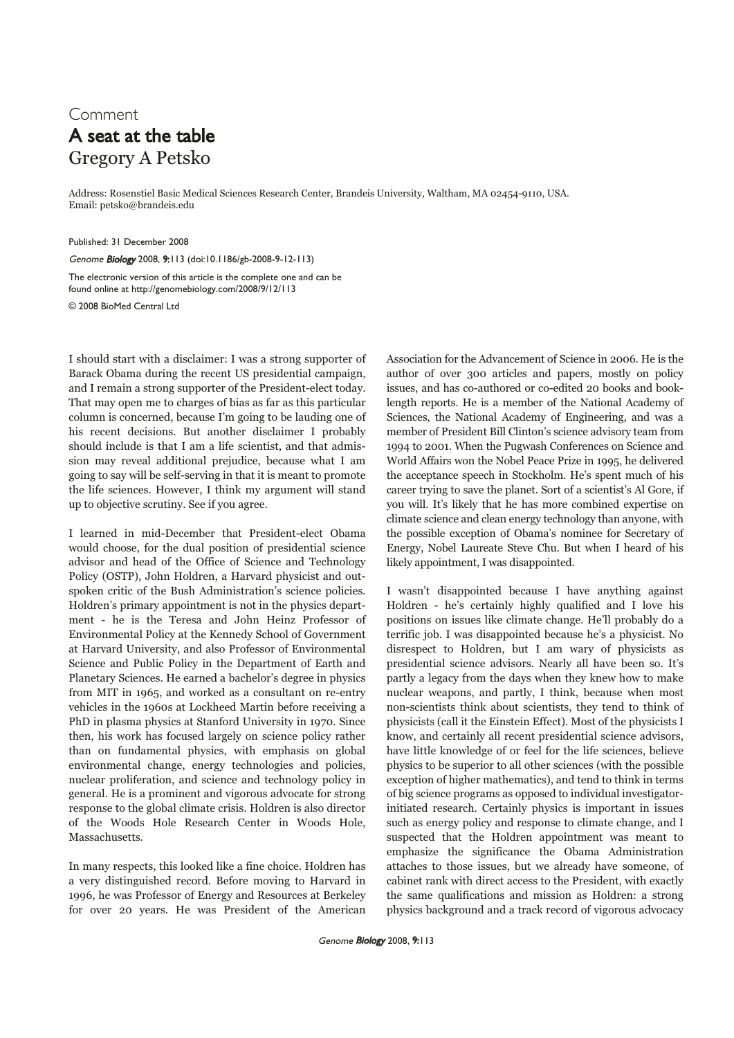Comment

# A seat at the table

Gregory A Petsko

Address: Rosenstiel Basic Medical Sciences Research Center, Brandeis University, Waltham, MA 02454-9110, USA.
Email: petsko@brandeis.edu

Published: 31 December 2008

*Genome Biology* 2008, **9**:113 (doi:10.1186/gb-2008-9-12-113)

The electronic version of this article is the complete one and can be found online at http://genomebiology.com/2008/9/12/113

© 2008 BioMed Central Ltd

I should start with a disclaimer: I was a strong supporter of Barack Obama during the recent US presidential campaign, and I remain a strong supporter of the President-elect today. That may open me to charges of bias as far as this particular column is concerned, because I'm going to be lauding one of his recent decisions. But another disclaimer I probably should include is that I am a life scientist, and that admission may reveal additional prejudice, because what I am going to say will be self-serving in that it is meant to promote the life sciences. However, I think my argument will stand up to objective scrutiny. See if you agree.

I learned in mid-December that President-elect Obama would choose, for the dual position of presidential science advisor and head of the Office of Science and Technology Policy (OSTP), John Holdren, a Harvard physicist and outspoken critic of the Bush Administration's science policies. Holdren's primary appointment is not in the physics department - he is the Teresa and John Heinz Professor of Environmental Policy at the Kennedy School of Government at Harvard University, and also Professor of Environmental Science and Public Policy in the Department of Earth and Planetary Sciences. He earned a bachelor's degree in physics from MIT in 1965, and worked as a consultant on re-entry vehicles in the 1960s at Lockheed Martin before receiving a PhD in plasma physics at Stanford University in 1970. Since then, his work has focused largely on science policy rather than on fundamental physics, with emphasis on global environmental change, energy technologies and policies, nuclear proliferation, and science and technology policy in general. He is a prominent and vigorous advocate for strong response to the global climate crisis. Holdren is also director of the Woods Hole Research Center in Woods Hole, Massachusetts.

In many respects, this looked like a fine choice. Holdren has a very distinguished record. Before moving to Harvard in 1996, he was Professor of Energy and Resources at Berkeley for over 20 years. He was President of the American Association for the Advancement of Science in 2006. He is the author of over 300 articles and papers, mostly on policy issues, and has co-authored or co-edited 20 books and book-length reports. He is a member of the National Academy of Sciences, the National Academy of Engineering, and was a member of President Bill Clinton's science advisory team from 1994 to 2001. When the Pugwash Conferences on Science and World Affairs won the Nobel Peace Prize in 1995, he delivered the acceptance speech in Stockholm. He's spent much of his career trying to save the planet. Sort of a scientist's Al Gore, if you will. It's likely that he has more combined expertise on climate science and clean energy technology than anyone, with the possible exception of Obama's nominee for Secretary of Energy, Nobel Laureate Steve Chu. But when I heard of his likely appointment, I was disappointed.

I wasn't disappointed because I have anything against Holdren - he's certainly highly qualified and I love his positions on issues like climate change. He'll probably do a terrific job. I was disappointed because he's a physicist. No disrespect to Holdren, but I am wary of physicists as presidential science advisors. Nearly all have been so. It's partly a legacy from the days when they knew how to make nuclear weapons, and partly, I think, because when most non-scientists think about scientists, they tend to think of physicists (call it the Einstein Effect). Most of the physicists I know, and certainly all recent presidential science advisors, have little knowledge of or feel for the life sciences, believe physics to be superior to all other sciences (with the possible exception of higher mathematics), and tend to think in terms of big science programs as opposed to individual investigator-initiated research. Certainly physics is important in issues such as energy policy and response to climate change, and I suspected that the Holdren appointment was meant to emphasize the significance the Obama Administration attaches to those issues, but we already have someone, of cabinet rank with direct access to the President, with exactly the same qualifications and mission as Holdren: a strong physics background and a track record of vigorous advocacy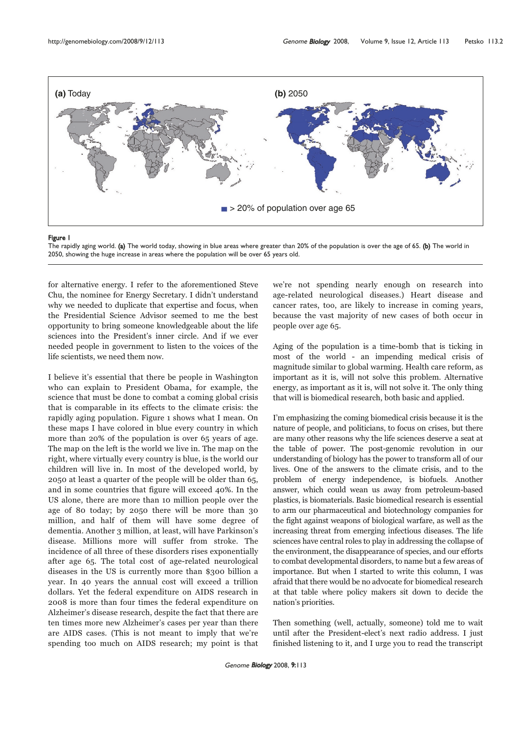(a) Today

(b) 2050

■ > 20% of population over age 65

**Figure 1**

The rapidly aging world. **(a)** The world today, showing in blue areas where greater than 20% of the population is over the age of 65. **(b)** The world in 2050, showing the huge increase in areas where the population will be over 65 years old.

for alternative energy. I refer to the aforementioned Steve Chu, the nominee for Energy Secretary. I didn't understand why we needed to duplicate that expertise and focus, when the Presidential Science Advisor seemed to me the best opportunity to bring someone knowledgeable about the life sciences into the President's inner circle. And if we ever needed people in government to listen to the voices of the life scientists, we need them now.

I believe it's essential that there be people in Washington who can explain to President Obama, for example, the science that must be done to combat a coming global crisis that is comparable in its effects to the climate crisis: the rapidly aging population. Figure 1 shows what I mean. On these maps I have colored in blue every country in which more than 20% of the population is over 65 years of age. The map on the left is the world we live in. The map on the right, where virtually every country is blue, is the world our children will live in. In most of the developed world, by 2050 at least a quarter of the people will be older than 65, and in some countries that figure will exceed 40%. In the US alone, there are more than 10 million people over the age of 80 today; by 2050 there will be more than 30 million, and half of them will have some degree of dementia. Another 3 million, at least, will have Parkinson's disease. Millions more will suffer from stroke. The incidence of all three of these disorders rises exponentially after age 65. The total cost of age-related neurological diseases in the US is currently more than $300 billion a year. In 40 years the annual cost will exceed a trillion dollars. Yet the federal expenditure on AIDS research in 2008 is more than four times the federal expenditure on Alzheimer's disease research, despite the fact that there are ten times more new Alzheimer's cases per year than there are AIDS cases. (This is not meant to imply that we're spending too much on AIDS research; my point is that we're not spending nearly enough on research into age-related neurological diseases.) Heart disease and cancer rates, too, are likely to increase in coming years, because the vast majority of new cases of both occur in people over age 65.

Aging of the population is a time-bomb that is ticking in most of the world - an impending medical crisis of magnitude similar to global warming. Health care reform, as important as it is, will not solve this problem. Alternative energy, as important as it is, will not solve it. The only thing that will is biomedical research, both basic and applied.

I'm emphasizing the coming biomedical crisis because it is the nature of people, and politicians, to focus on crises, but there are many other reasons why the life sciences deserve a seat at the table of power. The post-genomic revolution in our understanding of biology has the power to transform all of our lives. One of the answers to the climate crisis, and to the problem of energy independence, is biofuels. Another answer, which could wean us away from petroleum-based plastics, is biomaterials. Basic biomedical research is essential to arm our pharmaceutical and biotechnology companies for the fight against weapons of biological warfare, as well as the increasing threat from emerging infectious diseases. The life sciences have central roles to play in addressing the collapse of the environment, the disappearance of species, and our efforts to combat developmental disorders, to name but a few areas of importance. But when I started to write this column, I was afraid that there would be no advocate for biomedical research at that table where policy makers sit down to decide the nation's priorities.

Then something (well, actually, someone) told me to wait until after the President-elect's next radio address. I just finished listening to it, and I urge you to read the transcript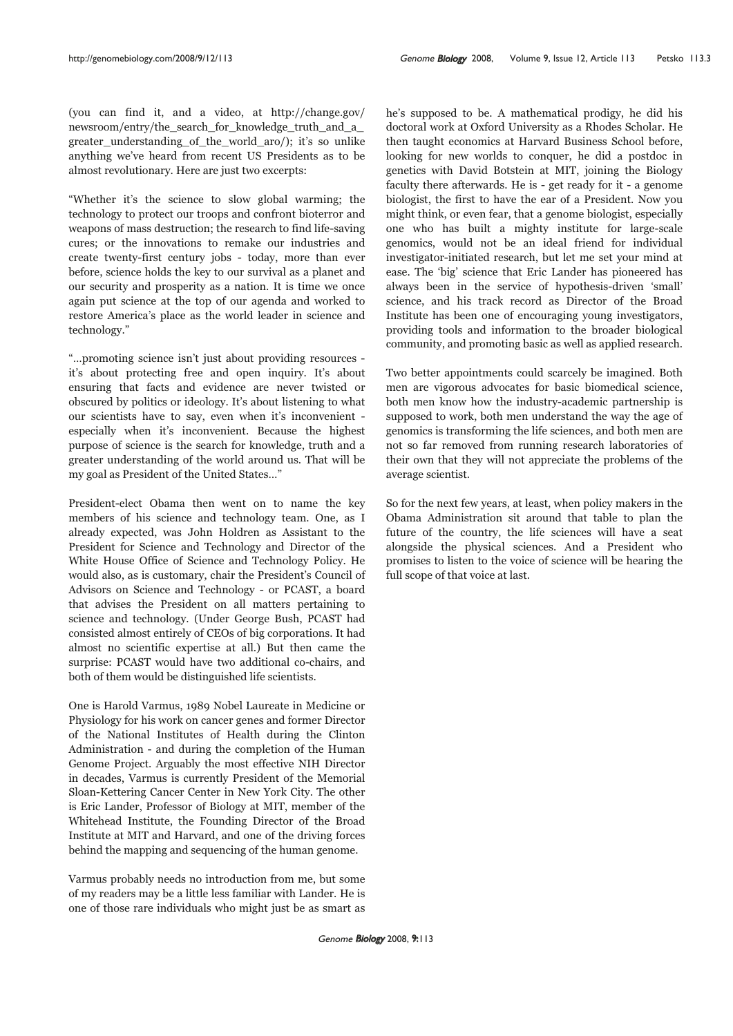(you can find it, and a video, at http://change.gov/newsroom/entry/the_search_for_knowledge_truth_and_a_greater_understanding_of_the_world_aro/); it's so unlike anything we've heard from recent US Presidents as to be almost revolutionary. Here are just two excerpts:

"Whether it's the science to slow global warming; the technology to protect our troops and confront bioterror and weapons of mass destruction; the research to find life-saving cures; or the innovations to remake our industries and create twenty-first century jobs - today, more than ever before, science holds the key to our survival as a planet and our security and prosperity as a nation. It is time we once again put science at the top of our agenda and worked to restore America's place as the world leader in science and technology."

"...promoting science isn't just about providing resources - it's about protecting free and open inquiry. It's about ensuring that facts and evidence are never twisted or obscured by politics or ideology. It's about listening to what our scientists have to say, even when it's inconvenient - especially when it's inconvenient. Because the highest purpose of science is the search for knowledge, truth and a greater understanding of the world around us. That will be my goal as President of the United States..."

President-elect Obama then went on to name the key members of his science and technology team. One, as I already expected, was John Holdren as Assistant to the President for Science and Technology and Director of the White House Office of Science and Technology Policy. He would also, as is customary, chair the President's Council of Advisors on Science and Technology - or PCAST, a board that advises the President on all matters pertaining to science and technology. (Under George Bush, PCAST had consisted almost entirely of CEOs of big corporations. It had almost no scientific expertise at all.) But then came the surprise: PCAST would have two additional co-chairs, and both of them would be distinguished life scientists.

One is Harold Varmus, 1989 Nobel Laureate in Medicine or Physiology for his work on cancer genes and former Director of the National Institutes of Health during the Clinton Administration - and during the completion of the Human Genome Project. Arguably the most effective NIH Director in decades, Varmus is currently President of the Memorial Sloan-Kettering Cancer Center in New York City. The other is Eric Lander, Professor of Biology at MIT, member of the Whitehead Institute, the Founding Director of the Broad Institute at MIT and Harvard, and one of the driving forces behind the mapping and sequencing of the human genome.

Varmus probably needs no introduction from me, but some of my readers may be a little less familiar with Lander. He is one of those rare individuals who might just be as smart as he's supposed to be. A mathematical prodigy, he did his doctoral work at Oxford University as a Rhodes Scholar. He then taught economics at Harvard Business School before, looking for new worlds to conquer, he did a postdoc in genetics with David Botstein at MIT, joining the Biology faculty there afterwards. He is - get ready for it - a genome biologist, the first to have the ear of a President. Now you might think, or even fear, that a genome biologist, especially one who has built a mighty institute for large-scale genomics, would not be an ideal friend for individual investigator-initiated research, but let me set your mind at ease. The 'big' science that Eric Lander has pioneered has always been in the service of hypothesis-driven 'small' science, and his track record as Director of the Broad Institute has been one of encouraging young investigators, providing tools and information to the broader biological community, and promoting basic as well as applied research.

Two better appointments could scarcely be imagined. Both men are vigorous advocates for basic biomedical science, both men know how the industry-academic partnership is supposed to work, both men understand the way the age of genomics is transforming the life sciences, and both men are not so far removed from running research laboratories of their own that they will not appreciate the problems of the average scientist.

So for the next few years, at least, when policy makers in the Obama Administration sit around that table to plan the future of the country, the life sciences will have a seat alongside the physical sciences. And a President who promises to listen to the voice of science will be hearing the full scope of that voice at last.